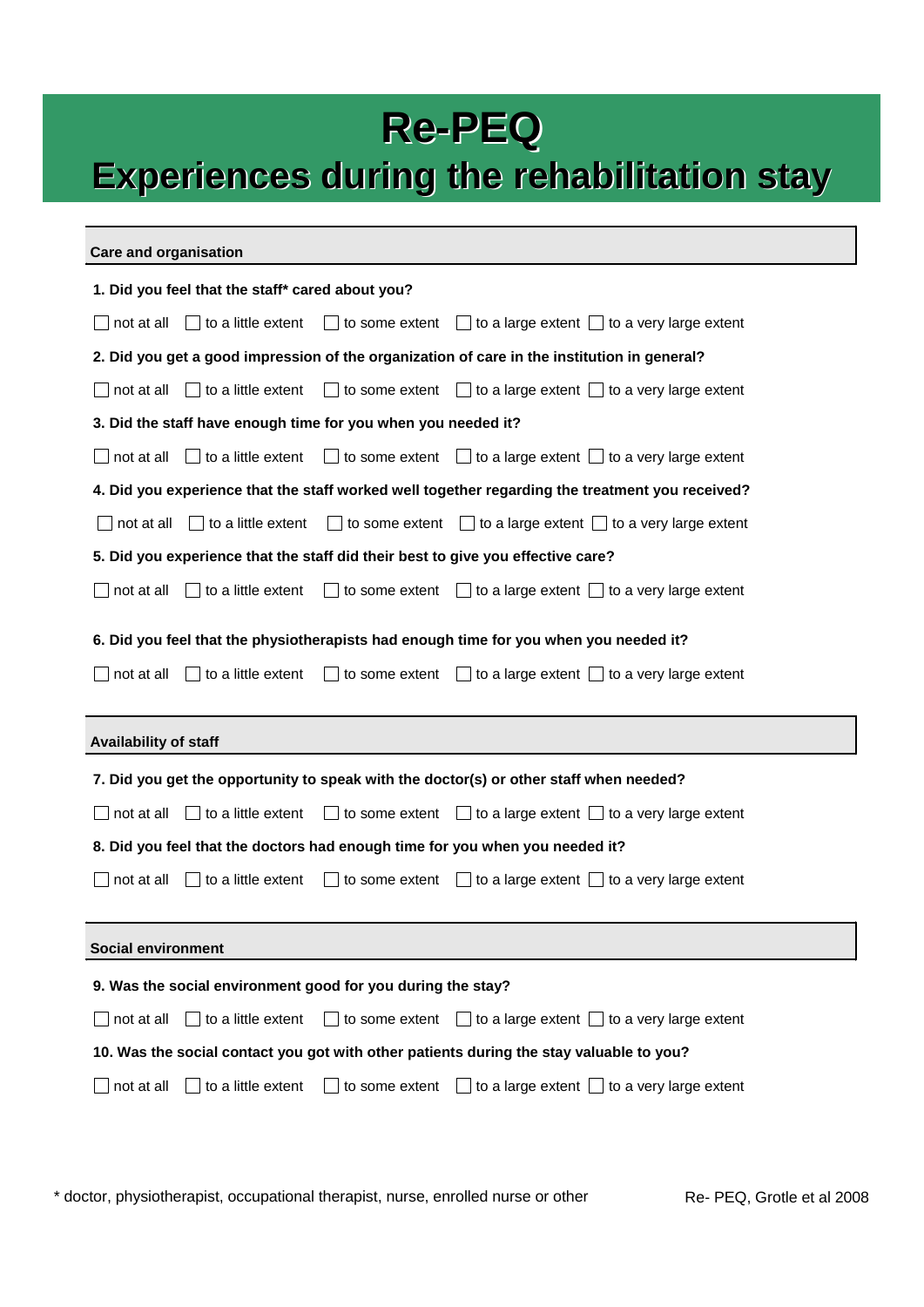# Re-PEQ

# Experiences during the rehabilitation stay

## Care and organisation

**1. Did you feel that the staff* cared about you?**

☐ not at all ☐ to a little extent ☐ to some extent ☐ to a large extent ☐ to a very large extent

**2. Did you get a good impression of the organization of care in the institution in general?**

☐ not at all ☐ to a little extent ☐ to some extent ☐ to a large extent ☐ to a very large extent

**3. Did the staff have enough time for you when you needed it?**

☐ not at all ☐ to a little extent ☐ to some extent ☐ to a large extent ☐ to a very large extent

**4. Did you experience that the staff worked well together regarding the treatment you received?**

☐ not at all ☐ to a little extent ☐ to some extent ☐ to a large extent ☐ to a very large extent

**5. Did you experience that the staff did their best to give you effective care?**

☐ not at all ☐ to a little extent ☐ to some extent ☐ to a large extent ☐ to a very large extent

**6. Did you feel that the physiotherapists had enough time for you when you needed it?**

☐ not at all ☐ to a little extent ☐ to some extent ☐ to a large extent ☐ to a very large extent

## Availability of staff

**7. Did you get the opportunity to speak with the doctor(s) or other staff when needed?**

☐ not at all ☐ to a little extent ☐ to some extent ☐ to a large extent ☐ to a very large extent

**8. Did you feel that the doctors had enough time for you when you needed it?**

☐ not at all ☐ to a little extent ☐ to some extent ☐ to a large extent ☐ to a very large extent

## Social environment

**9. Was the social environment good for you during the stay?**

☐ not at all ☐ to a little extent ☐ to some extent ☐ to a large extent ☐ to a very large extent

**10. Was the social contact you got with other patients during the stay valuable to you?**

☐ not at all ☐ to a little extent ☐ to some extent ☐ to a large extent ☐ to a very large extent

* doctor, physiotherapist, occupational therapist, nurse, enrolled nurse or other

Re- PEQ, Grotle et al 2008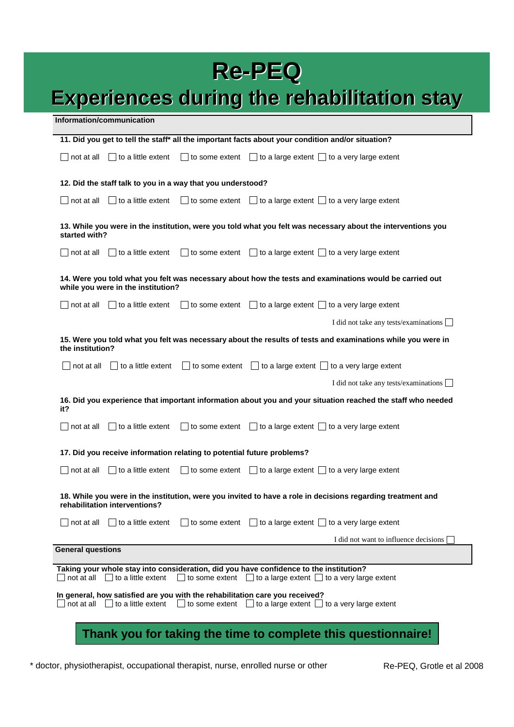# Re-PEQ

## Experiences during the rehabilitation stay

**Information/communication**

**11. Did you get to tell the staff* all the important facts about your condition and/or situation?**

☐ not at all ☐ to a little extent ☐ to some extent ☐ to a large extent ☐ to a very large extent

**12. Did the staff talk to you in a way that you understood?**

☐ not at all ☐ to a little extent ☐ to some extent ☐ to a large extent ☐ to a very large extent

**13. While you were in the institution, were you told what you felt was necessary about the interventions you started with?**

☐ not at all ☐ to a little extent ☐ to some extent ☐ to a large extent ☐ to a very large extent

**14. Were you told what you felt was necessary about how the tests and examinations would be carried out while you were in the institution?**

☐ not at all ☐ to a little extent ☐ to some extent ☐ to a large extent ☐ to a very large extent

I did not take any tests/examinations ☐

**15. Were you told what you felt was necessary about the results of tests and examinations while you were in the institution?**

☐ not at all ☐ to a little extent ☐ to some extent ☐ to a large extent ☐ to a very large extent

I did not take any tests/examinations ☐

**16. Did you experience that important information about you and your situation reached the staff who needed it?**

☐ not at all ☐ to a little extent ☐ to some extent ☐ to a large extent ☐ to a very large extent

**17. Did you receive information relating to potential future problems?**

☐ not at all ☐ to a little extent ☐ to some extent ☐ to a large extent ☐ to a very large extent

**18. While you were in the institution, were you invited to have a role in decisions regarding treatment and rehabilitation interventions?**

☐ not at all ☐ to a little extent ☐ to some extent ☐ to a large extent ☐ to a very large extent

I did not want to influence decisions ☐

**General questions**

**Taking your whole stay into consideration, did you have confidence to the institution?**
☐ not at all ☐ to a little extent ☐ to some extent ☐ to a large extent ☐ to a very large extent

**In general, how satisfied are you with the rehabilitation care you received?**
☐ not at all ☐ to a little extent ☐ to some extent ☐ to a large extent ☐ to a very large extent

**Thank you for taking the time to complete this questionnaire!**

* doctor, physiotherapist, occupational therapist, nurse, enrolled nurse or other

Re-PEQ, Grotle et al 2008